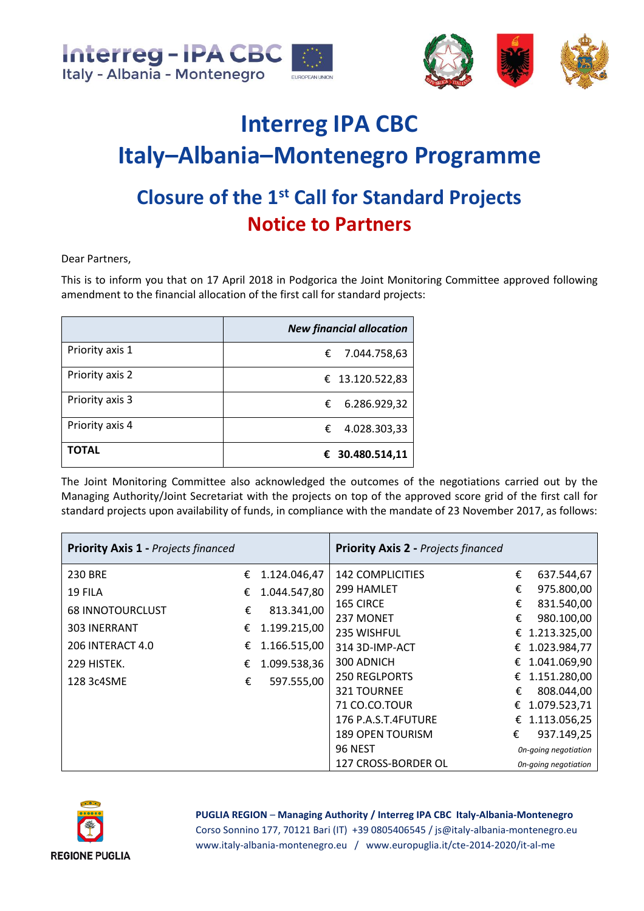# Interreg IPA CBC Italy–Albania–Montenegro Programme

## Closure of the 1st Call for Standard Projects

## Notice to Partners

Dear Partners,

This is to inform you that on 17 April 2018 in Podgorica the Joint Monitoring Committee approved following amendment to the financial allocation of the first call for standard projects:

| | ***New financial allocation*** |
|---|---|
| Priority axis 1 | € 7.044.758,63 |
| Priority axis 2 | € 13.120.522,83 |
| Priority axis 3 | € 6.286.929,32 |
| Priority axis 4 | € 4.028.303,33 |
| **TOTAL** | **€ 30.480.514,11** |

The Joint Monitoring Committee also acknowledged the outcomes of the negotiations carried out by the Managing Authority/Joint Secretariat with the projects on top of the approved score grid of the first call for standard projects upon availability of funds, in compliance with the mandate of 23 November 2017, as follows:

| **Priority Axis 1 -** *Projects financed* | | **Priority Axis 2 -** *Projects financed* | |
|---|---|---|---|
| 230 BRE | € 1.124.046,47 | 142 COMPLICITIES | € 637.544,67 |
| 19 FILA | € 1.044.547,80 | 299 HAMLET | € 975.800,00 |
| 68 INNOTOURCLUST | € 813.341,00 | 165 CIRCE | € 831.540,00 |
| 303 INERRANT | € 1.199.215,00 | 237 MONET | € 980.100,00 |
| 206 INTERACT 4.0 | € 1.166.515,00 | 235 WISHFUL | € 1.213.325,00 |
| 229 HISTEK. | € 1.099.538,36 | 314 3D-IMP-ACT | € 1.023.984,77 |
| 128 3c4SME | € 597.555,00 | 300 ADNICH | € 1.041.069,90 |
| | | 250 REGLPORTS | € 1.151.280,00 |
| | | 321 TOURNEE | € 808.044,00 |
| | | 71 CO.CO.TOUR | € 1.079.523,71 |
| | | 176 P.A.S.T.4FUTURE | € 1.113.056,25 |
| | | 189 OPEN TOURISM | € 937.149,25 |
| | | 96 NEST | *On-going negotiation* |
| | | 127 CROSS-BORDER OL | *On-going negotiation* |

**PUGLIA REGION – Managing Authority / Interreg IPA CBC Italy-Albania-Montenegro**
Corso Sonnino 177, 70121 Bari (IT) +39 0805406545 / js@italy-albania-montenegro.eu
www.italy-albania-montenegro.eu / www.europuglia.it/cte-2014-2020/it-al-me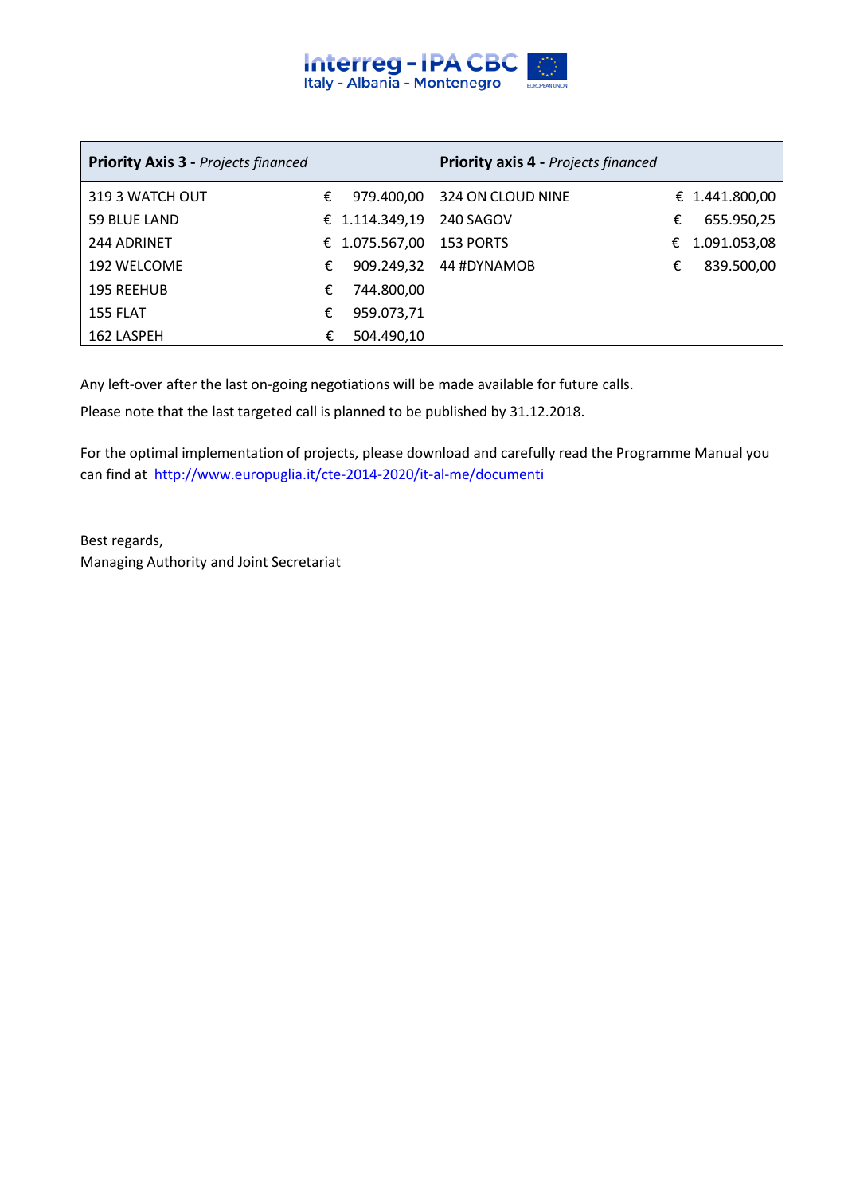| **Priority Axis 3 -** *Projects financed* | | **Priority axis 4 -** *Projects financed* | |
|---|---|---|---|
| 319 3 WATCH OUT | € 979.400,00 | 324 ON CLOUD NINE | € 1.441.800,00 |
| 59 BLUE LAND | € 1.114.349,19 | 240 SAGOV | € 655.950,25 |
| 244 ADRINET | € 1.075.567,00 | 153 PORTS | € 1.091.053,08 |
| 192 WELCOME | € 909.249,32 | 44 #DYNAMOB | € 839.500,00 |
| 195 REEHUB | € 744.800,00 | | |
| 155 FLAT | € 959.073,71 | | |
| 162 LASPEH | € 504.490,10 | | |

Any left-over after the last on-going negotiations will be made available for future calls.

Please note that the last targeted call is planned to be published by 31.12.2018.

For the optimal implementation of projects, please download and carefully read the Programme Manual you can find at http://www.europuglia.it/cte-2014-2020/it-al-me/documenti

Best regards,
Managing Authority and Joint Secretariat